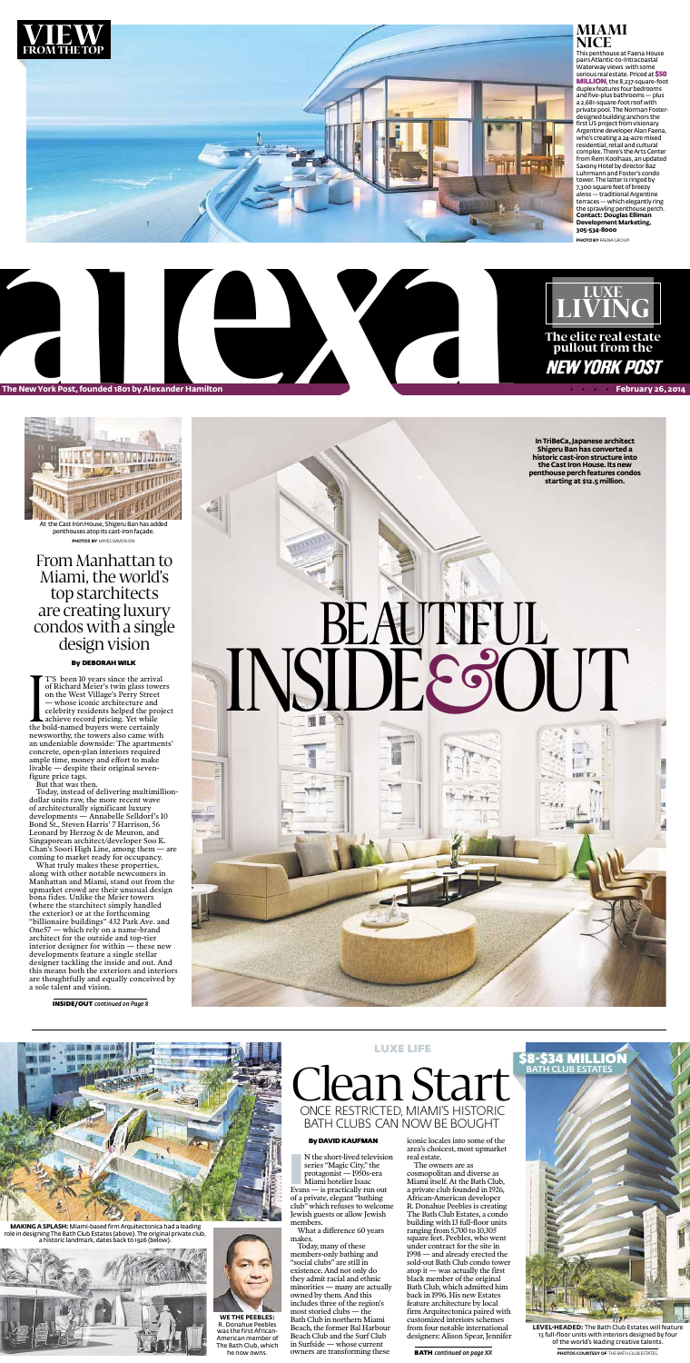# VIEW FROM THE TOP

## MIAMI NICE

This penthouse at Faena House pairs Atlantic-to-Intracoastal Waterway views with some serious real estate. Priced at **$50 MILLION**, the 8,237-square-foot duplex features four bedrooms and five-plus bathrooms — plus a 2,681-square-foot roof with private pool. The Norman Foster-designed building anchors the first US project from visionary Argentine developer Alan Faena, who's creating a 24-acre mixed residential, retail and cultural complex. There's the Arts Center from Rem Koolhaas, an updated Saxony Hotel by director Baz Luhrmann and Foster's condo tower. The latter is ringed by 7,300 square feet of breezy *aleros* — traditional Argentine terraces — which elegantly ring the sprawling penthouse perch. **Contact: Douglas Elliman Development Marketing, 305-534-8000**

PHOTO BY FAENA GROUP

# alexa

## LUXE LIVING

The elite real estate pullout from the *NEW YORK POST*

The New York Post, founded 1801 by Alexander Hamilton

February 26, 2014

At the Cast Iron House, Shigeru Ban has added penthouses atop its cast-iron façade.

PHOTOS BY HAYES DAVIDSON

# BEAUTIFUL INSIDE & OUT

In TriBeCa, Japanese architect Shigeru Ban has converted a historic cast-iron structure into the Cast Iron House. Its new penthouse perch features condos starting at $12.5 million.

## From Manhattan to Miami, the world's top starchitects are creating luxury condos with a single design vision

**By DEBORAH WILK**

IT'S been 10 years since the arrival of Richard Meier's twin glass towers on the West Village's Perry Street — whose iconic architecture and celebrity residents helped the project achieve record pricing. Yet while the bold-named buyers were certainly newsworthy, the towers also came with an undeniable downside: The apartments' concrete, open-plan interiors required ample time, money and effort to make livable — despite their original seven-figure price tags.

But that was then.

Today, instead of delivering multimillion-dollar units raw, the more recent wave of architecturally significant luxury developments — Annabelle Selldorf's 10 Bond St., Steven Harris' 7 Harrison, 56 Leonard by Herzog & de Meuron, and Singaporean architect/developer Soo K. Chan's Soori High Line, among them — are coming to market ready for occupancy.

What truly makes these properties, along with other notable newcomers in Manhattan and Miami, stand out from the upmarket crowd are their unusual design bona fides. Unlike the Meier towers (where the starchitect simply handled the exterior) or at the forthcoming "billionaire buildings" 432 Park Ave. and One57 — which rely on a name-brand architect for the outside and top-tier interior designer for within — these new developments feature a single stellar designer tackling the inside and out. And this means both the exteriors and interiors are thoughtfully and equally conceived by a sole talent and vision.

**INSIDE/OUT** *continued on Page 8*

---

**MAKING A SPLASH:** Miami-based firm Arquitectonica had a leading role in designing The Bath Club Estates (above). The original private club, a historic landmark, dates back to 1926 (below).

**WE THE PEEBLES:** R. Donahue Peebles was the first African-American member of The Bath Club, which he now owns.

LUXE LIFE

# Clean Start

## ONCE RESTRICTED, MIAMI'S HISTORIC BATH CLUBS CAN NOW BE BOUGHT

**By DAVID KAUFMAN**

IN the short-lived television series "Magic City," the protagonist — 1950s-era Miami hotelier Isaac Evans — is practically run out of a private, elegant "bathing club" which refuses to welcome Jewish guests or allow Jewish members.

What a difference 60 years makes.

Today, many of these members-only bathing and "social clubs" are still in existence. And not only do they admit racial and ethnic minorities — many are actually owned by them. And this includes three of the region's most storied clubs — the Bath Club in northern Miami Beach, the former Bal Harbour Beach Club and the Surf Club in Surfside — whose current owners are transforming these iconic locales into some of the area's choicest, most upmarket real estate.

The owners are as cosmopolitan and diverse as Miami itself. At the Bath Club, a private club founded in 1926, African-American developer R. Donahue Peebles is creating The Bath Club Estates, a condo building with 13 full-floor units ranging from 5,700 to 10,305 square feet. Peebles, who went under contract for the site in 1998 — and already erected the sold-out Bath Club condo tower atop it — was actually the first black member of the original Bath Club, which admitted him back in 1996. His new Estates feature architecture by local firm Arquitectonica paired with customized interiors schemes from four notable international designers: Alison Spear, Jennifer

**BATH** *continued on page XX*

**$8-$34 MILLION** BATH CLUB ESTATES

**LEVEL-HEADED:** The Bath Club Estates will feature 13 full-floor units with interiors designed by four of the world's leading creative talents.

PHOTOS COURTESY OF THE BATH CLUB ESTATES